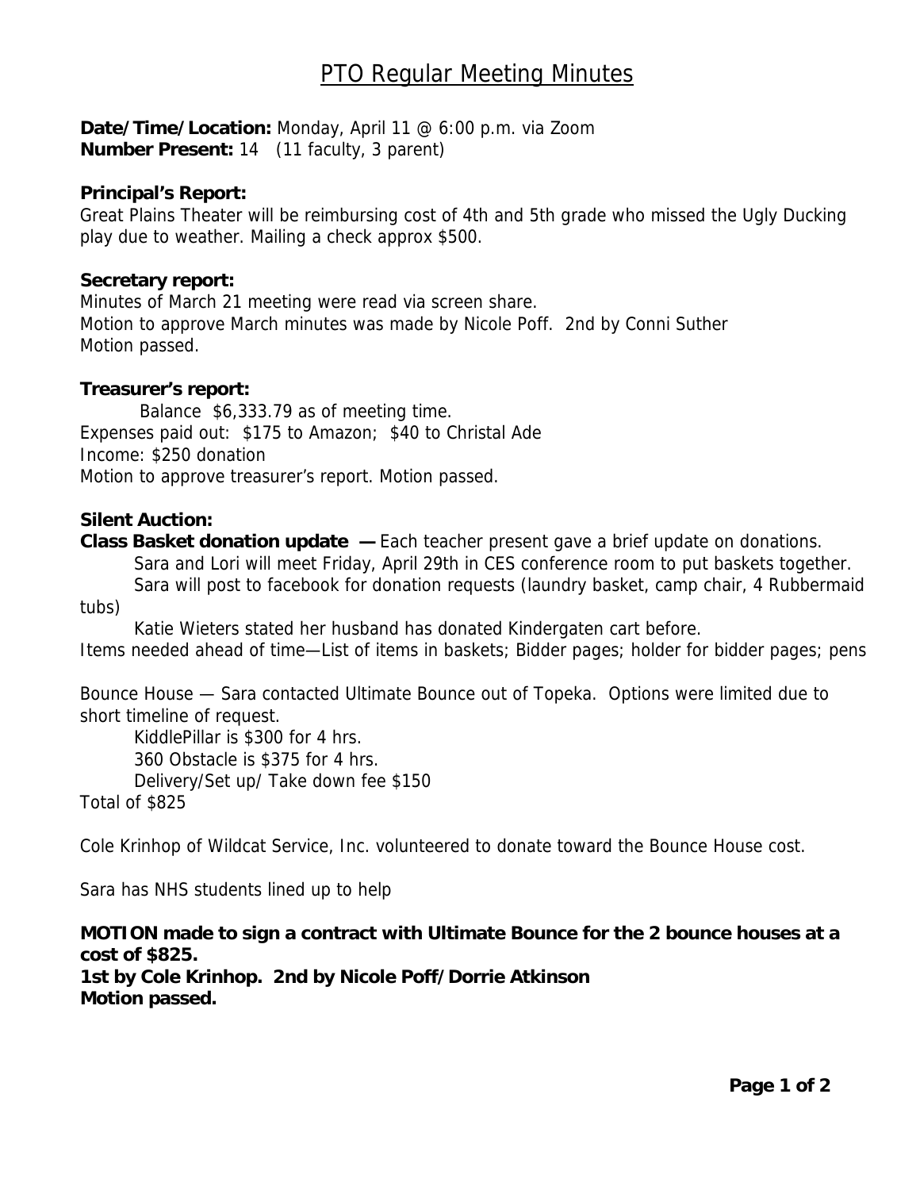# PTO Regular Meeting Minutes

**Date/Time/Location:** Monday, April 11 @ 6:00 p.m. via Zoom
**Number Present:** 14 (11 faculty, 3 parent)

**Principal's Report:**
Great Plains Theater will be reimbursing cost of 4th and 5th grade who missed the Ugly Ducking play due to weather. Mailing a check approx $500.

**Secretary report:**
Minutes of March 21 meeting were read via screen share.
Motion to approve March minutes was made by Nicole Poff. 2nd by Conni Suther
Motion passed.

**Treasurer's report:**
Balance $6,333.79 as of meeting time.
Expenses paid out: $175 to Amazon; $40 to Christal Ade
Income: $250 donation
Motion to approve treasurer's report. Motion passed.

**Silent Auction:**
**Class Basket donation update —** Each teacher present gave a brief update on donations.
Sara and Lori will meet Friday, April 29th in CES conference room to put baskets together.
Sara will post to facebook for donation requests (laundry basket, camp chair, 4 Rubbermaid tubs)
Katie Wieters stated her husband has donated Kindergaten cart before.
Items needed ahead of time—List of items in baskets; Bidder pages; holder for bidder pages; pens

Bounce House — Sara contacted Ultimate Bounce out of Topeka. Options were limited due to short timeline of request.
KiddlePillar is $300 for 4 hrs.
360 Obstacle is $375 for 4 hrs.
Delivery/Set up/ Take down fee $150
Total of $825

Cole Krinhop of Wildcat Service, Inc. volunteered to donate toward the Bounce House cost.

Sara has NHS students lined up to help

**MOTION made to sign a contract with Ultimate Bounce for the 2 bounce houses at a cost of $825.**
**1st by Cole Krinhop. 2nd by Nicole Poff/Dorrie Atkinson**
**Motion passed.**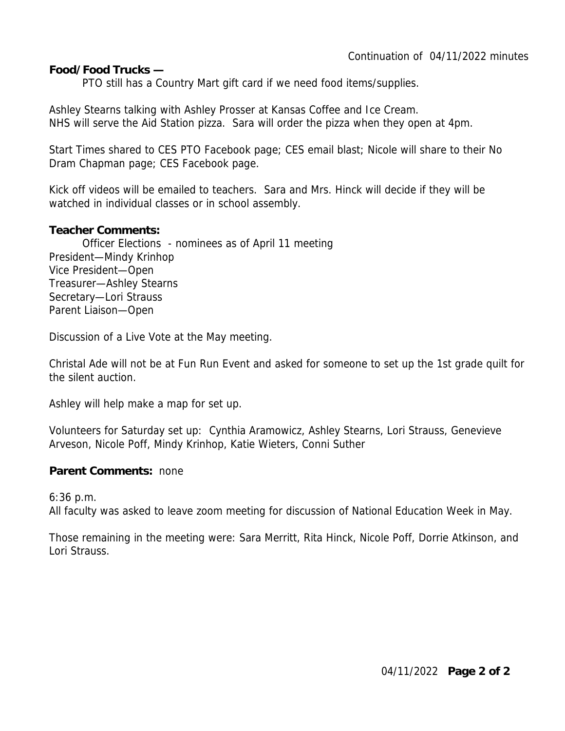Continuation of 04/11/2022 minutes

**Food/Food Trucks —**

PTO still has a Country Mart gift card if we need food items/supplies.

Ashley Stearns talking with Ashley Prosser at Kansas Coffee and Ice Cream.
NHS will serve the Aid Station pizza. Sara will order the pizza when they open at 4pm.

Start Times shared to CES PTO Facebook page; CES email blast; Nicole will share to their No Dram Chapman page; CES Facebook page.

Kick off videos will be emailed to teachers. Sara and Mrs. Hinck will decide if they will be watched in individual classes or in school assembly.

**Teacher Comments:**

Officer Elections - nominees as of April 11 meeting

President—Mindy Krinhop
Vice President—Open
Treasurer—Ashley Stearns
Secretary—Lori Strauss
Parent Liaison—Open

Discussion of a Live Vote at the May meeting.

Christal Ade will not be at Fun Run Event and asked for someone to set up the 1st grade quilt for the silent auction.

Ashley will help make a map for set up.

Volunteers for Saturday set up: Cynthia Aramowicz, Ashley Stearns, Lori Strauss, Genevieve Arveson, Nicole Poff, Mindy Krinhop, Katie Wieters, Conni Suther

**Parent Comments:** none

6:36 p.m.
All faculty was asked to leave zoom meeting for discussion of National Education Week in May.

Those remaining in the meeting were: Sara Merritt, Rita Hinck, Nicole Poff, Dorrie Atkinson, and Lori Strauss.